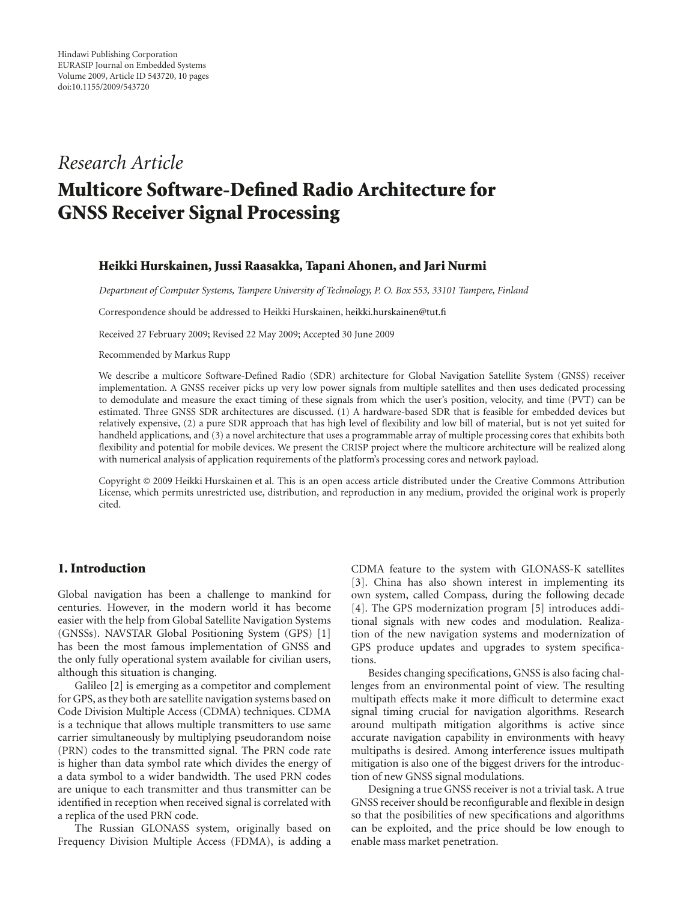Hindawi Publishing Corporation
EURASIP Journal on Embedded Systems
Volume 2009, Article ID 543720, 10 pages
doi:10.1155/2009/543720

*Research Article*

# Multicore Software-Defined Radio Architecture for GNSS Receiver Signal Processing

**Heikki Hurskainen, Jussi Raasakka, Tapani Ahonen, and Jari Nurmi**

*Department of Computer Systems, Tampere University of Technology, P. O. Box 553, 33101 Tampere, Finland*

Correspondence should be addressed to Heikki Hurskainen, heikki.hurskainen@tut.fi

Received 27 February 2009; Revised 22 May 2009; Accepted 30 June 2009

Recommended by Markus Rupp

We describe a multicore Software-Defined Radio (SDR) architecture for Global Navigation Satellite System (GNSS) receiver implementation. A GNSS receiver picks up very low power signals from multiple satellites and then uses dedicated processing to demodulate and measure the exact timing of these signals from which the user's position, velocity, and time (PVT) can be estimated. Three GNSS SDR architectures are discussed. (1) A hardware-based SDR that is feasible for embedded devices but relatively expensive, (2) a pure SDR approach that has high level of flexibility and low bill of material, but is not yet suited for handheld applications, and (3) a novel architecture that uses a programmable array of multiple processing cores that exhibits both flexibility and potential for mobile devices. We present the CRISP project where the multicore architecture will be realized along with numerical analysis of application requirements of the platform's processing cores and network payload.

Copyright © 2009 Heikki Hurskainen et al. This is an open access article distributed under the Creative Commons Attribution License, which permits unrestricted use, distribution, and reproduction in any medium, provided the original work is properly cited.

## 1. Introduction

Global navigation has been a challenge to mankind for centuries. However, in the modern world it has become easier with the help from Global Satellite Navigation Systems (GNSSs). NAVSTAR Global Positioning System (GPS) [1] has been the most famous implementation of GNSS and the only fully operational system available for civilian users, although this situation is changing.

Galileo [2] is emerging as a competitor and complement for GPS, as they both are satellite navigation systems based on Code Division Multiple Access (CDMA) techniques. CDMA is a technique that allows multiple transmitters to use same carrier simultaneously by multiplying pseudorandom noise (PRN) codes to the transmitted signal. The PRN code rate is higher than data symbol rate which divides the energy of a data symbol to a wider bandwidth. The used PRN codes are unique to each transmitter and thus transmitter can be identified in reception when received signal is correlated with a replica of the used PRN code.

The Russian GLONASS system, originally based on Frequency Division Multiple Access (FDMA), is adding a CDMA feature to the system with GLONASS-K satellites [3]. China has also shown interest in implementing its own system, called Compass, during the following decade [4]. The GPS modernization program [5] introduces additional signals with new codes and modulation. Realization of the new navigation systems and modernization of GPS produce updates and upgrades to system specifications.

Besides changing specifications, GNSS is also facing challenges from an environmental point of view. The resulting multipath effects make it more difficult to determine exact signal timing crucial for navigation algorithms. Research around multipath mitigation algorithms is active since accurate navigation capability in environments with heavy multipaths is desired. Among interference issues multipath mitigation is also one of the biggest drivers for the introduction of new GNSS signal modulations.

Designing a true GNSS receiver is not a trivial task. A true GNSS receiver should be reconfigurable and flexible in design so that the posibilities of new specifications and algorithms can be exploited, and the price should be low enough to enable mass market penetration.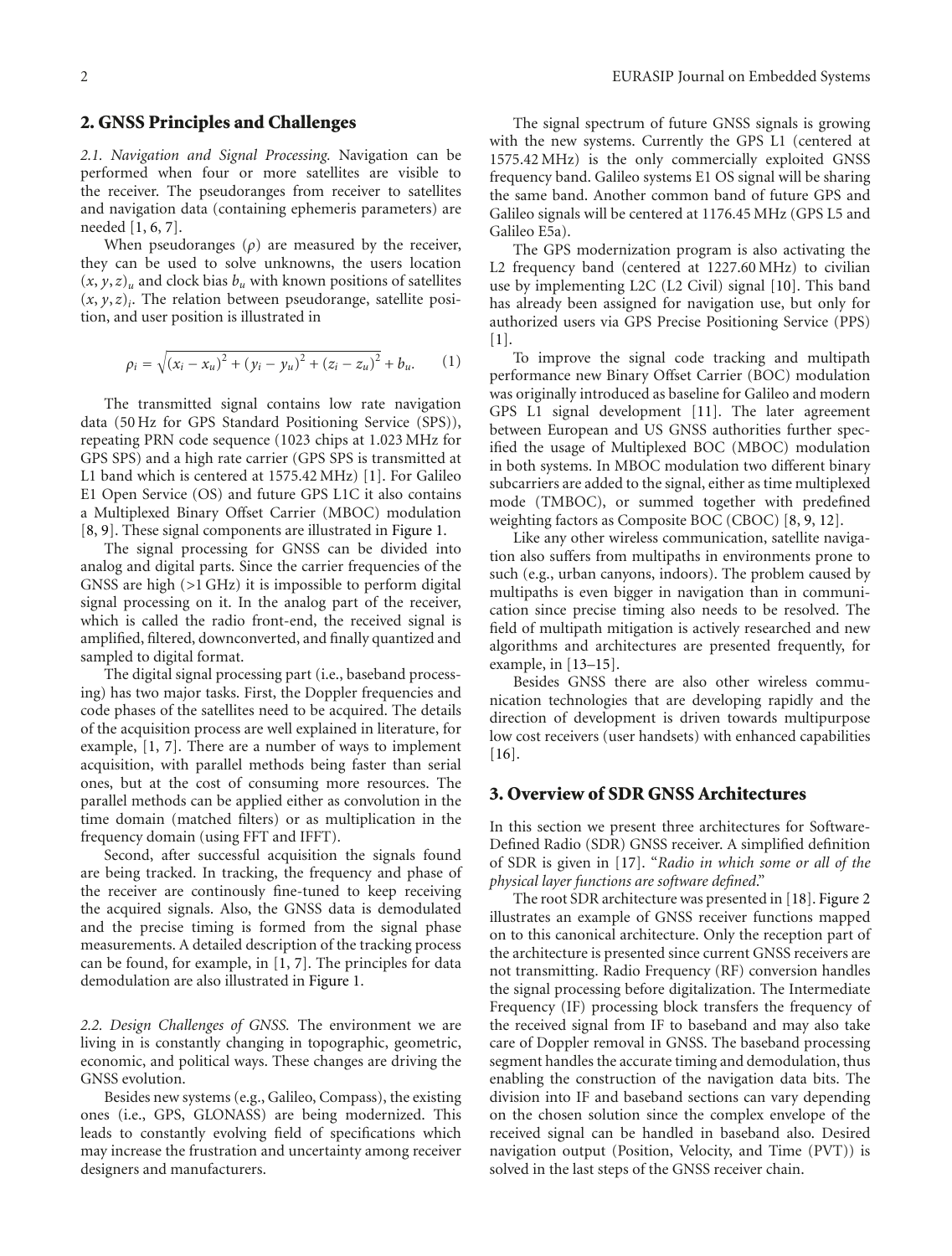## 2. GNSS Principles and Challenges

*2.1. Navigation and Signal Processing.* Navigation can be performed when four or more satellites are visible to the receiver. The pseudoranges from receiver to satellites and navigation data (containing ephemeris parameters) are needed [1, 6, 7].

When pseudoranges ($\rho$) are measured by the receiver, they can be used to solve unknowns, the users location $(x, y, z)_u$ and clock bias $b_u$ with known positions of satellites $(x, y, z)_i$. The relation between pseudorange, satellite position, and user position is illustrated in

$$\rho_i = \sqrt{(x_i - x_u)^2 + (y_i - y_u)^2 + (z_i - z_u)^2} + b_u. \quad (1)$$

The transmitted signal contains low rate navigation data (50 Hz for GPS Standard Positioning Service (SPS)), repeating PRN code sequence (1023 chips at 1.023 MHz for GPS SPS) and a high rate carrier (GPS SPS is transmitted at L1 band which is centered at 1575.42 MHz) [1]. For Galileo E1 Open Service (OS) and future GPS L1C it also contains a Multiplexed Binary Offset Carrier (MBOC) modulation [8, 9]. These signal components are illustrated in Figure 1.

The signal processing for GNSS can be divided into analog and digital parts. Since the carrier frequencies of the GNSS are high (>1 GHz) it is impossible to perform digital signal processing on it. In the analog part of the receiver, which is called the radio front-end, the received signal is amplified, filtered, downconverted, and finally quantized and sampled to digital format.

The digital signal processing part (i.e., baseband processing) has two major tasks. First, the Doppler frequencies and code phases of the satellites need to be acquired. The details of the acquisition process are well explained in literature, for example, [1, 7]. There are a number of ways to implement acquisition, with parallel methods being faster than serial ones, but at the cost of consuming more resources. The parallel methods can be applied either as convolution in the time domain (matched filters) or as multiplication in the frequency domain (using FFT and IFFT).

Second, after successful acquisition the signals found are being tracked. In tracking, the frequency and phase of the receiver are continously fine-tuned to keep receiving the acquired signals. Also, the GNSS data is demodulated and the precise timing is formed from the signal phase measurements. A detailed description of the tracking process can be found, for example, in [1, 7]. The principles for data demodulation are also illustrated in Figure 1.

*2.2. Design Challenges of GNSS.* The environment we are living in is constantly changing in topographic, geometric, economic, and political ways. These changes are driving the GNSS evolution.

Besides new systems (e.g., Galileo, Compass), the existing ones (i.e., GPS, GLONASS) are being modernized. This leads to constantly evolving field of specifications which may increase the frustration and uncertainty among receiver designers and manufacturers.

The signal spectrum of future GNSS signals is growing with the new systems. Currently the GPS L1 (centered at 1575.42 MHz) is the only commercially exploited GNSS frequency band. Galileo systems E1 OS signal will be sharing the same band. Another common band of future GPS and Galileo signals will be centered at 1176.45 MHz (GPS L5 and Galileo E5a).

The GPS modernization program is also activating the L2 frequency band (centered at 1227.60 MHz) to civilian use by implementing L2C (L2 Civil) signal [10]. This band has already been assigned for navigation use, but only for authorized users via GPS Precise Positioning Service (PPS) [1].

To improve the signal code tracking and multipath performance new Binary Offset Carrier (BOC) modulation was originally introduced as baseline for Galileo and modern GPS L1 signal development [11]. The later agreement between European and US GNSS authorities further specified the usage of Multiplexed BOC (MBOC) modulation in both systems. In MBOC modulation two different binary subcarriers are added to the signal, either as time multiplexed mode (TMBOC), or summed together with predefined weighting factors as Composite BOC (CBOC) [8, 9, 12].

Like any other wireless communication, satellite navigation also suffers from multipaths in environments prone to such (e.g., urban canyons, indoors). The problem caused by multipaths is even bigger in navigation than in communication since precise timing also needs to be resolved. The field of multipath mitigation is actively researched and new algorithms and architectures are presented frequently, for example, in [13–15].

Besides GNSS there are also other wireless communication technologies that are developing rapidly and the direction of development is driven towards multipurpose low cost receivers (user handsets) with enhanced capabilities [16].

## 3. Overview of SDR GNSS Architectures

In this section we present three architectures for Software-Defined Radio (SDR) GNSS receiver. A simplified definition of SDR is given in [17]. "*Radio in which some or all of the physical layer functions are software defined*."

The root SDR architecture was presented in [18]. Figure 2 illustrates an example of GNSS receiver functions mapped on to this canonical architecture. Only the reception part of the architecture is presented since current GNSS receivers are not transmitting. Radio Frequency (RF) conversion handles the signal processing before digitalization. The Intermediate Frequency (IF) processing block transfers the frequency of the received signal from IF to baseband and may also take care of Doppler removal in GNSS. The baseband processing segment handles the accurate timing and demodulation, thus enabling the construction of the navigation data bits. The division into IF and baseband sections can vary depending on the chosen solution since the complex envelope of the received signal can be handled in baseband also. Desired navigation output (Position, Velocity, and Time (PVT)) is solved in the last steps of the GNSS receiver chain.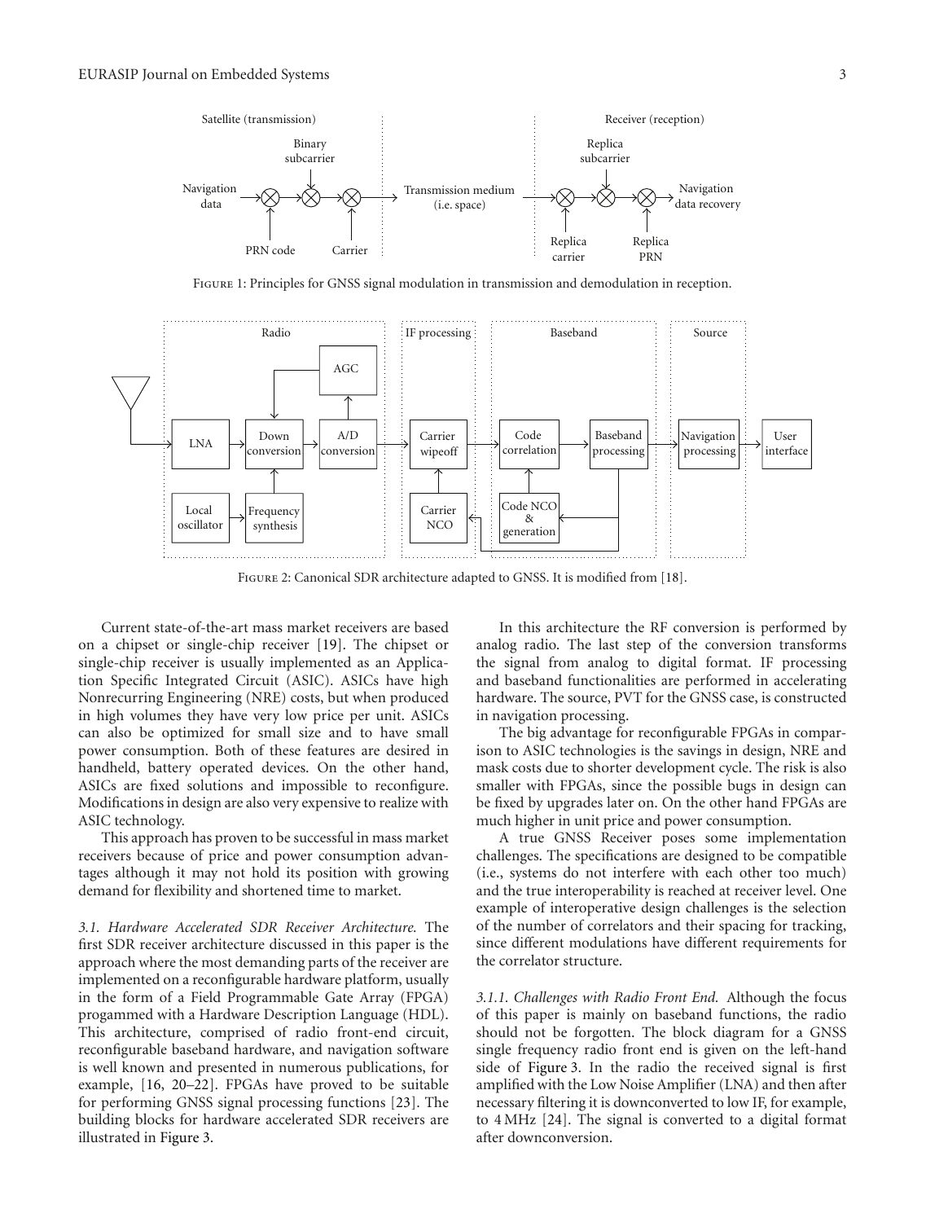Figure 1: Principles for GNSS signal modulation in transmission and demodulation in reception.

Figure 2: Canonical SDR architecture adapted to GNSS. It is modified from [18].

Current state-of-the-art mass market receivers are based on a chipset or single-chip receiver [19]. The chipset or single-chip receiver is usually implemented as an Application Specific Integrated Circuit (ASIC). ASICs have high Nonrecurring Engineering (NRE) costs, but when produced in high volumes they have very low price per unit. ASICs can also be optimized for small size and to have small power consumption. Both of these features are desired in handheld, battery operated devices. On the other hand, ASICs are fixed solutions and impossible to reconfigure. Modifications in design are also very expensive to realize with ASIC technology.

This approach has proven to be successful in mass market receivers because of price and power consumption advantages although it may not hold its position with growing demand for flexibility and shortened time to market.

*3.1. Hardware Accelerated SDR Receiver Architecture.* The first SDR receiver architecture discussed in this paper is the approach where the most demanding parts of the receiver are implemented on a reconfigurable hardware platform, usually in the form of a Field Programmable Gate Array (FPGA) progammed with a Hardware Description Language (HDL). This architecture, comprised of radio front-end circuit, reconfigurable baseband hardware, and navigation software is well known and presented in numerous publications, for example, [16, 20–22]. FPGAs have proved to be suitable for performing GNSS signal processing functions [23]. The building blocks for hardware accelerated SDR receivers are illustrated in Figure 3.

In this architecture the RF conversion is performed by analog radio. The last step of the conversion transforms the signal from analog to digital format. IF processing and baseband functionalities are performed in accelerating hardware. The source, PVT for the GNSS case, is constructed in navigation processing.

The big advantage for reconfigurable FPGAs in comparison to ASIC technologies is the savings in design, NRE and mask costs due to shorter development cycle. The risk is also smaller with FPGAs, since the possible bugs in design can be fixed by upgrades later on. On the other hand FPGAs are much higher in unit price and power consumption.

A true GNSS Receiver poses some implementation challenges. The specifications are designed to be compatible (i.e., systems do not interfere with each other too much) and the true interoperability is reached at receiver level. One example of interoperative design challenges is the selection of the number of correlators and their spacing for tracking, since different modulations have different requirements for the correlator structure.

*3.1.1. Challenges with Radio Front End.* Although the focus of this paper is mainly on baseband functions, the radio should not be forgotten. The block diagram for a GNSS single frequency radio front end is given on the left-hand side of Figure 3. In the radio the received signal is first amplified with the Low Noise Amplifier (LNA) and then after necessary filtering it is downconverted to low IF, for example, to 4 MHz [24]. The signal is converted to a digital format after downconversion.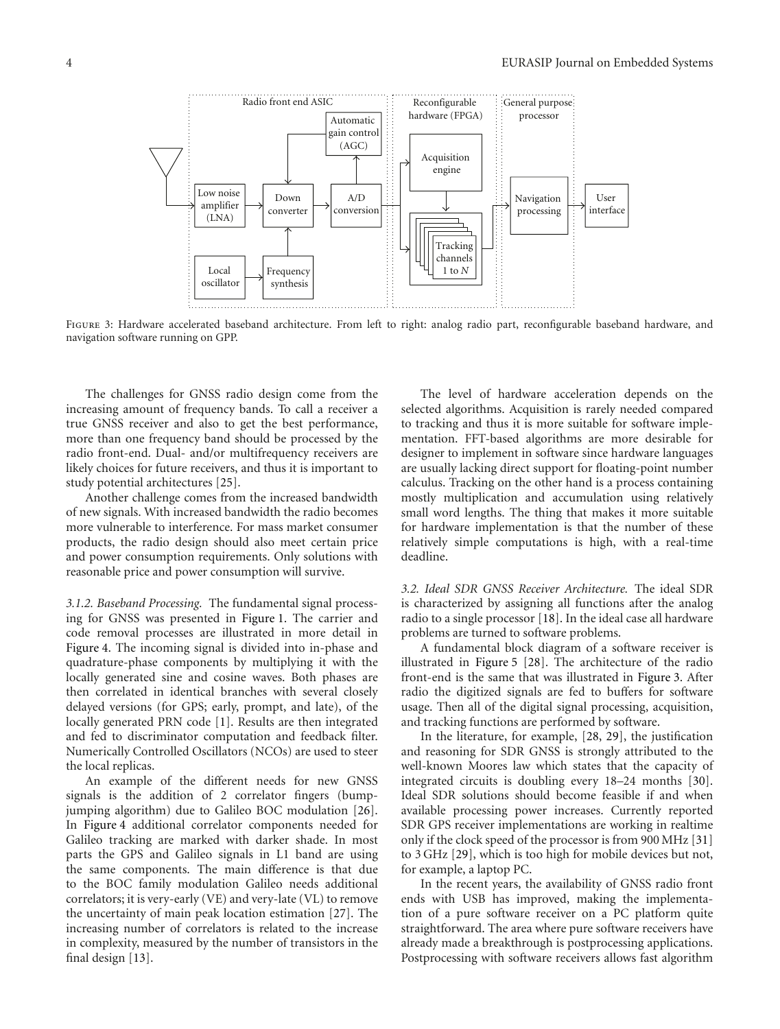Figure 3: Hardware accelerated baseband architecture. From left to right: analog radio part, reconfigurable baseband hardware, and navigation software running on GPP.

The challenges for GNSS radio design come from the increasing amount of frequency bands. To call a receiver a true GNSS receiver and also to get the best performance, more than one frequency band should be processed by the radio front-end. Dual- and/or multifrequency receivers are likely choices for future receivers, and thus it is important to study potential architectures [25].

Another challenge comes from the increased bandwidth of new signals. With increased bandwidth the radio becomes more vulnerable to interference. For mass market consumer products, the radio design should also meet certain price and power consumption requirements. Only solutions with reasonable price and power consumption will survive.

*3.1.2. Baseband Processing.* The fundamental signal processing for GNSS was presented in Figure 1. The carrier and code removal processes are illustrated in more detail in Figure 4. The incoming signal is divided into in-phase and quadrature-phase components by multiplying it with the locally generated sine and cosine waves. Both phases are then correlated in identical branches with several closely delayed versions (for GPS; early, prompt, and late), of the locally generated PRN code [1]. Results are then integrated and fed to discriminator computation and feedback filter. Numerically Controlled Oscillators (NCOs) are used to steer the local replicas.

An example of the different needs for new GNSS signals is the addition of 2 correlator fingers (bump-jumping algorithm) due to Galileo BOC modulation [26]. In Figure 4 additional correlator components needed for Galileo tracking are marked with darker shade. In most parts the GPS and Galileo signals in L1 band are using the same components. The main difference is that due to the BOC family modulation Galileo needs additional correlators; it is very-early (VE) and very-late (VL) to remove the uncertainty of main peak location estimation [27]. The increasing number of correlators is related to the increase in complexity, measured by the number of transistors in the final design [13].

The level of hardware acceleration depends on the selected algorithms. Acquisition is rarely needed compared to tracking and thus it is more suitable for software implementation. FFT-based algorithms are more desirable for designer to implement in software since hardware languages are usually lacking direct support for floating-point number calculus. Tracking on the other hand is a process containing mostly multiplication and accumulation using relatively small word lengths. The thing that makes it more suitable for hardware implementation is that the number of these relatively simple computations is high, with a real-time deadline.

*3.2. Ideal SDR GNSS Receiver Architecture.* The ideal SDR is characterized by assigning all functions after the analog radio to a single processor [18]. In the ideal case all hardware problems are turned to software problems.

A fundamental block diagram of a software receiver is illustrated in Figure 5 [28]. The architecture of the radio front-end is the same that was illustrated in Figure 3. After radio the digitized signals are fed to buffers for software usage. Then all of the digital signal processing, acquisition, and tracking functions are performed by software.

In the literature, for example, [28, 29], the justification and reasoning for SDR GNSS is strongly attributed to the well-known Moores law which states that the capacity of integrated circuits is doubling every 18–24 months [30]. Ideal SDR solutions should become feasible if and when available processing power increases. Currently reported SDR GPS receiver implementations are working in realtime only if the clock speed of the processor is from 900 MHz [31] to 3 GHz [29], which is too high for mobile devices but not, for example, a laptop PC.

In the recent years, the availability of GNSS radio front ends with USB has improved, making the implementation of a pure software receiver on a PC platform quite straightforward. The area where pure software receivers have already made a breakthrough is postprocessing applications. Postprocessing with software receivers allows fast algorithm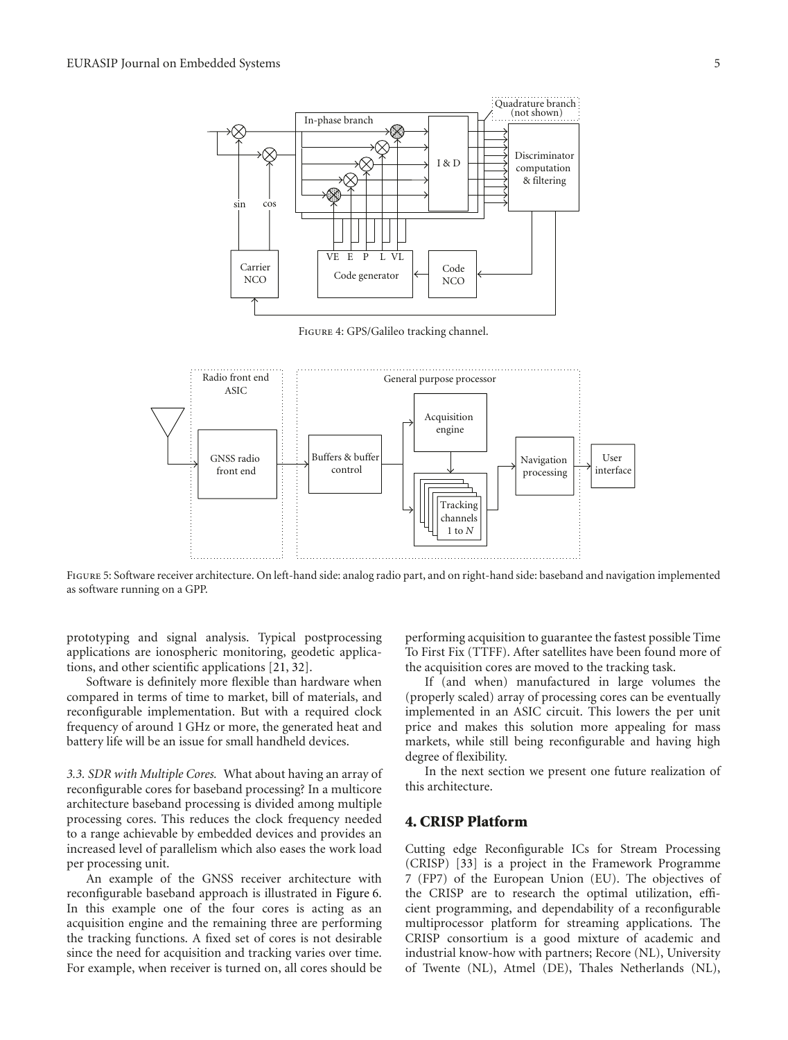Figure 4: GPS/Galileo tracking channel.

Figure 5: Software receiver architecture. On left-hand side: analog radio part, and on right-hand side: baseband and navigation implemented as software running on a GPP.

prototyping and signal analysis. Typical postprocessing applications are ionospheric monitoring, geodetic applications, and other scientific applications [21, 32].

Software is definitely more flexible than hardware when compared in terms of time to market, bill of materials, and reconfigurable implementation. But with a required clock frequency of around 1 GHz or more, the generated heat and battery life will be an issue for small handheld devices.

*3.3. SDR with Multiple Cores.* What about having an array of reconfigurable cores for baseband processing? In a multicore architecture baseband processing is divided among multiple processing cores. This reduces the clock frequency needed to a range achievable by embedded devices and provides an increased level of parallelism which also eases the work load per processing unit.

An example of the GNSS receiver architecture with reconfigurable baseband approach is illustrated in Figure 6. In this example one of the four cores is acting as an acquisition engine and the remaining three are performing the tracking functions. A fixed set of cores is not desirable since the need for acquisition and tracking varies over time. For example, when receiver is turned on, all cores should be performing acquisition to guarantee the fastest possible Time To First Fix (TTFF). After satellites have been found more of the acquisition cores are moved to the tracking task.

If (and when) manufactured in large volumes the (properly scaled) array of processing cores can be eventually implemented in an ASIC circuit. This lowers the per unit price and makes this solution more appealing for mass markets, while still being reconfigurable and having high degree of flexibility.

In the next section we present one future realization of this architecture.

## 4. CRISP Platform

Cutting edge Reconfigurable ICs for Stream Processing (CRISP) [33] is a project in the Framework Programme 7 (FP7) of the European Union (EU). The objectives of the CRISP are to research the optimal utilization, efficient programming, and dependability of a reconfigurable multiprocessor platform for streaming applications. The CRISP consortium is a good mixture of academic and industrial know-how with partners; Recore (NL), University of Twente (NL), Atmel (DE), Thales Netherlands (NL),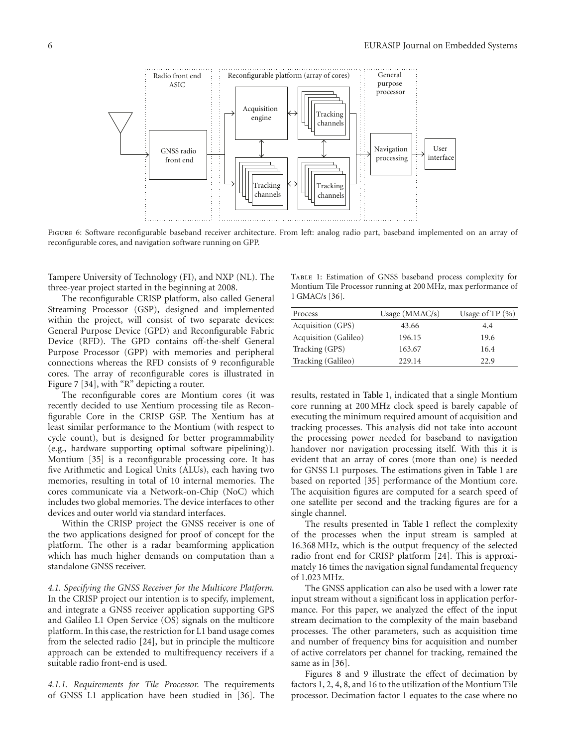Figure 6: Software reconfigurable baseband receiver architecture. From left: analog radio part, baseband implemented on an array of reconfigurable cores, and navigation software running on GPP.

Tampere University of Technology (FI), and NXP (NL). The three-year project started in the beginning at 2008.

The reconfigurable CRISP platform, also called General Streaming Processor (GSP), designed and implemented within the project, will consist of two separate devices: General Purpose Device (GPD) and Reconfigurable Fabric Device (RFD). The GPD contains off-the-shelf General Purpose Processor (GPP) with memories and peripheral connections whereas the RFD consists of 9 reconfigurable cores. The array of reconfigurable cores is illustrated in Figure 7 [34], with "R" depicting a router.

The reconfigurable cores are Montium cores (it was recently decided to use Xentium processing tile as Reconfigurable Core in the CRISP GSP. The Xentium has at least similar performance to the Montium (with respect to cycle count), but is designed for better programmability (e.g., hardware supporting optimal software pipelining)). Montium [35] is a reconfigurable processing core. It has five Arithmetic and Logical Units (ALUs), each having two memories, resulting in total of 10 internal memories. The cores communicate via a Network-on-Chip (NoC) which includes two global memories. The device interfaces to other devices and outer world via standard interfaces.

Within the CRISP project the GNSS receiver is one of the two applications designed for proof of concept for the platform. The other is a radar beamforming application which has much higher demands on computation than a standalone GNSS receiver.

*4.1. Specifying the GNSS Receiver for the Multicore Platform.* In the CRISP project our intention is to specify, implement, and integrate a GNSS receiver application supporting GPS and Galileo L1 Open Service (OS) signals on the multicore platform. In this case, the restriction for L1 band usage comes from the selected radio [24], but in principle the multicore approach can be extended to multifrequency receivers if a suitable radio front-end is used.

*4.1.1. Requirements for Tile Processor.* The requirements of GNSS L1 application have been studied in [36]. The results, restated in Table 1, indicated that a single Montium core running at 200 MHz clock speed is barely capable of executing the minimum required amount of acquisition and tracking processes. This analysis did not take into account the processing power needed for baseband to navigation handover nor navigation processing itself. With this it is evident that an array of cores (more than one) is needed for GNSS L1 purposes. The estimations given in Table 1 are based on reported [35] performance of the Montium core. The acquisition figures are computed for a search speed of one satellite per second and the tracking figures are for a single channel.

Table 1: Estimation of GNSS baseband process complexity for Montium Tile Processor running at 200 MHz, max performance of 1 GMAC/s [36].

| Process | Usage (MMAC/s) | Usage of TP (%) |
|---|---|---|
| Acquisition (GPS) | 43.66 | 4.4 |
| Acquisition (Galileo) | 196.15 | 19.6 |
| Tracking (GPS) | 163.67 | 16.4 |
| Tracking (Galileo) | 229.14 | 22.9 |

The results presented in Table 1 reflect the complexity of the processes when the input stream is sampled at 16.368 MHz, which is the output frequency of the selected radio front end for CRISP platform [24]. This is approximately 16 times the navigation signal fundamental frequency of 1.023 MHz.

The GNSS application can also be used with a lower rate input stream without a significant loss in application performance. For this paper, we analyzed the effect of the input stream decimation to the complexity of the main baseband processes. The other parameters, such as acquisition time and number of frequency bins for acquisition and number of active correlators per channel for tracking, remained the same as in [36].

Figures 8 and 9 illustrate the effect of decimation by factors 1, 2, 4, 8, and 16 to the utilization of the Montium Tile processor. Decimation factor 1 equates to the case where no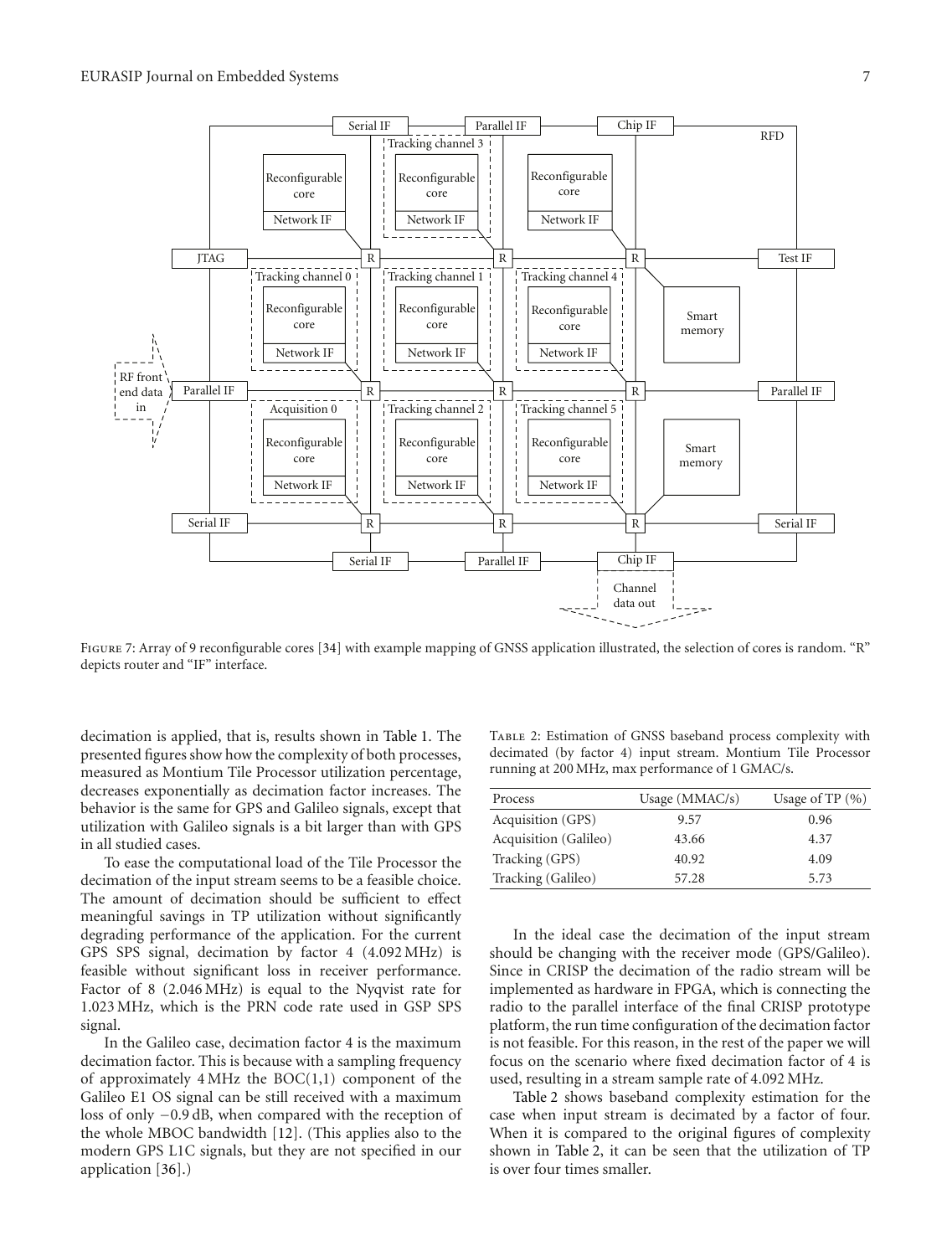Figure 7: Array of 9 reconfigurable cores [34] with example mapping of GNSS application illustrated, the selection of cores is random. "R" depicts router and "IF" interface.

decimation is applied, that is, results shown in Table 1. The presented figures show how the complexity of both processes, measured as Montium Tile Processor utilization percentage, decreases exponentially as decimation factor increases. The behavior is the same for GPS and Galileo signals, except that utilization with Galileo signals is a bit larger than with GPS in all studied cases.

To ease the computational load of the Tile Processor the decimation of the input stream seems to be a feasible choice. The amount of decimation should be sufficient to effect meaningful savings in TP utilization without significantly degrading performance of the application. For the current GPS SPS signal, decimation by factor 4 (4.092 MHz) is feasible without significant loss in receiver performance. Factor of 8 (2.046 MHz) is equal to the Nyqvist rate for 1.023 MHz, which is the PRN code rate used in GSP SPS signal.

In the Galileo case, decimation factor 4 is the maximum decimation factor. This is because with a sampling frequency of approximately 4 MHz the BOC(1,1) component of the Galileo E1 OS signal can be still received with a maximum loss of only −0.9 dB, when compared with the reception of the whole MBOC bandwidth [12]. (This applies also to the modern GPS L1C signals, but they are not specified in our application [36].)

Table 2: Estimation of GNSS baseband process complexity with decimated (by factor 4) input stream. Montium Tile Processor running at 200 MHz, max performance of 1 GMAC/s.

| Process | Usage (MMAC/s) | Usage of TP (%) |
|---|---|---|
| Acquisition (GPS) | 9.57 | 0.96 |
| Acquisition (Galileo) | 43.66 | 4.37 |
| Tracking (GPS) | 40.92 | 4.09 |
| Tracking (Galileo) | 57.28 | 5.73 |

In the ideal case the decimation of the input stream should be changing with the receiver mode (GPS/Galileo). Since in CRISP the decimation of the radio stream will be implemented as hardware in FPGA, which is connecting the radio to the parallel interface of the final CRISP prototype platform, the run time configuration of the decimation factor is not feasible. For this reason, in the rest of the paper we will focus on the scenario where fixed decimation factor of 4 is used, resulting in a stream sample rate of 4.092 MHz.

Table 2 shows baseband complexity estimation for the case when input stream is decimated by a factor of four. When it is compared to the original figures of complexity shown in Table 2, it can be seen that the utilization of TP is over four times smaller.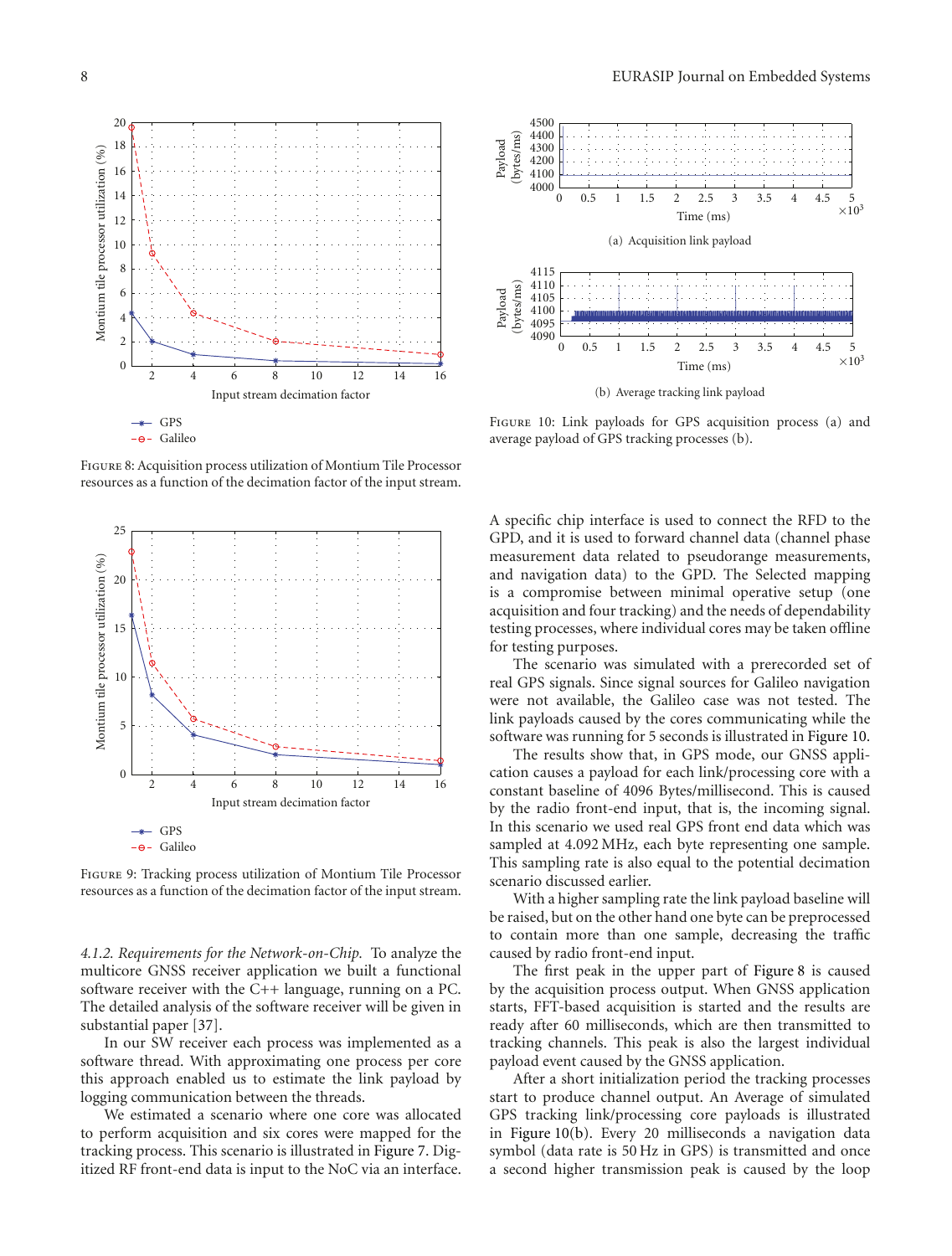Figure 8: Acquisition process utilization of Montium Tile Processor resources as a function of the decimation factor of the input stream.

Figure 9: Tracking process utilization of Montium Tile Processor resources as a function of the decimation factor of the input stream.

*4.1.2. Requirements for the Network-on-Chip.* To analyze the multicore GNSS receiver application we built a functional software receiver with the C++ language, running on a PC. The detailed analysis of the software receiver will be given in substantial paper [37].

In our SW receiver each process was implemented as a software thread. With approximating one process per core this approach enabled us to estimate the link payload by logging communication between the threads.

We estimated a scenario where one core was allocated to perform acquisition and six cores were mapped for the tracking process. This scenario is illustrated in Figure 7. Digitized RF front-end data is input to the NoC via an interface.

Figure 10: Link payloads for GPS acquisition process (a) and average payload of GPS tracking processes (b).

A specific chip interface is used to connect the RFD to the GPD, and it is used to forward channel data (channel phase measurement data related to pseudorange measurements, and navigation data) to the GPD. The Selected mapping is a compromise between minimal operative setup (one acquisition and four tracking) and the needs of dependability testing processes, where individual cores may be taken offline for testing purposes.

The scenario was simulated with a prerecorded set of real GPS signals. Since signal sources for Galileo navigation were not available, the Galileo case was not tested. The link payloads caused by the cores communicating while the software was running for 5 seconds is illustrated in Figure 10.

The results show that, in GPS mode, our GNSS application causes a payload for each link/processing core with a constant baseline of 4096 Bytes/millisecond. This is caused by the radio front-end input, that is, the incoming signal. In this scenario we used real GPS front end data which was sampled at 4.092 MHz, each byte representing one sample. This sampling rate is also equal to the potential decimation scenario discussed earlier.

With a higher sampling rate the link payload baseline will be raised, but on the other hand one byte can be preprocessed to contain more than one sample, decreasing the traffic caused by radio front-end input.

The first peak in the upper part of Figure 8 is caused by the acquisition process output. When GNSS application starts, FFT-based acquisition is started and the results are ready after 60 milliseconds, which are then transmitted to tracking channels. This peak is also the largest individual payload event caused by the GNSS application.

After a short initialization period the tracking processes start to produce channel output. An Average of simulated GPS tracking link/processing core payloads is illustrated in Figure 10(b). Every 20 milliseconds a navigation data symbol (data rate is 50 Hz in GPS) is transmitted and once a second higher transmission peak is caused by the loop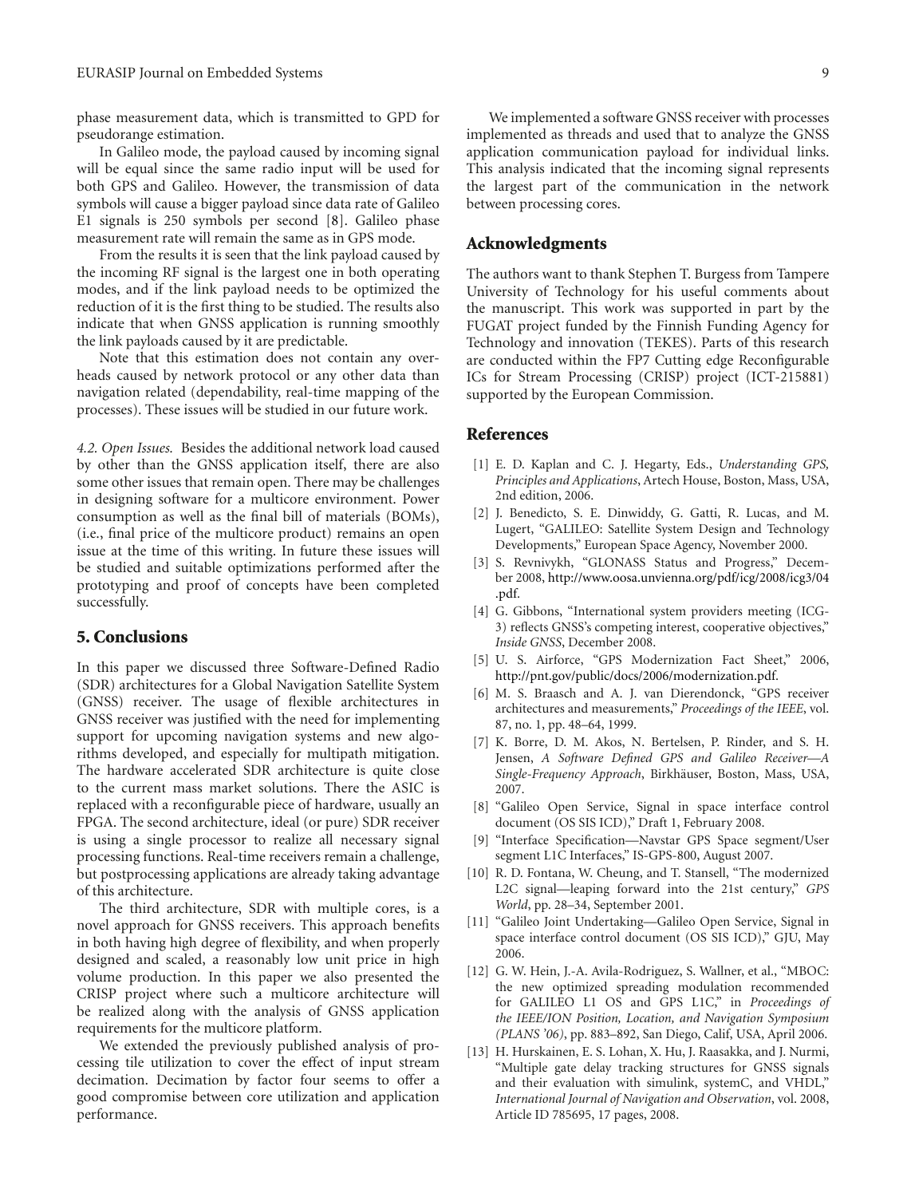phase measurement data, which is transmitted to GPD for pseudorange estimation.

In Galileo mode, the payload caused by incoming signal will be equal since the same radio input will be used for both GPS and Galileo. However, the transmission of data symbols will cause a bigger payload since data rate of Galileo E1 signals is 250 symbols per second [8]. Galileo phase measurement rate will remain the same as in GPS mode.

From the results it is seen that the link payload caused by the incoming RF signal is the largest one in both operating modes, and if the link payload needs to be optimized the reduction of it is the first thing to be studied. The results also indicate that when GNSS application is running smoothly the link payloads caused by it are predictable.

Note that this estimation does not contain any overheads caused by network protocol or any other data than navigation related (dependability, real-time mapping of the processes). These issues will be studied in our future work.

*4.2. Open Issues.* Besides the additional network load caused by other than the GNSS application itself, there are also some other issues that remain open. There may be challenges in designing software for a multicore environment. Power consumption as well as the final bill of materials (BOMs), (i.e., final price of the multicore product) remains an open issue at the time of this writing. In future these issues will be studied and suitable optimizations performed after the prototyping and proof of concepts have been completed successfully.

## 5. Conclusions

In this paper we discussed three Software-Defined Radio (SDR) architectures for a Global Navigation Satellite System (GNSS) receiver. The usage of flexible architectures in GNSS receiver was justified with the need for implementing support for upcoming navigation systems and new algorithms developed, and especially for multipath mitigation. The hardware accelerated SDR architecture is quite close to the current mass market solutions. There the ASIC is replaced with a reconfigurable piece of hardware, usually an FPGA. The second architecture, ideal (or pure) SDR receiver is using a single processor to realize all necessary signal processing functions. Real-time receivers remain a challenge, but postprocessing applications are already taking advantage of this architecture.

The third architecture, SDR with multiple cores, is a novel approach for GNSS receivers. This approach benefits in both having high degree of flexibility, and when properly designed and scaled, a reasonably low unit price in high volume production. In this paper we also presented the CRISP project where such a multicore architecture will be realized along with the analysis of GNSS application requirements for the multicore platform.

We extended the previously published analysis of processing tile utilization to cover the effect of input stream decimation. Decimation by factor four seems to offer a good compromise between core utilization and application performance.

We implemented a software GNSS receiver with processes implemented as threads and used that to analyze the GNSS application communication payload for individual links. This analysis indicated that the incoming signal represents the largest part of the communication in the network between processing cores.

## Acknowledgments

The authors want to thank Stephen T. Burgess from Tampere University of Technology for his useful comments about the manuscript. This work was supported in part by the FUGAT project funded by the Finnish Funding Agency for Technology and innovation (TEKES). Parts of this research are conducted within the FP7 Cutting edge Reconfigurable ICs for Stream Processing (CRISP) project (ICT-215881) supported by the European Commission.

## References

[1] E. D. Kaplan and C. J. Hegarty, Eds., *Understanding GPS, Principles and Applications*, Artech House, Boston, Mass, USA, 2nd edition, 2006.

[2] J. Benedicto, S. E. Dinwiddy, G. Gatti, R. Lucas, and M. Lugert, "GALILEO: Satellite System Design and Technology Developments," European Space Agency, November 2000.

[3] S. Revnivykh, "GLONASS Status and Progress," December 2008, http://www.oosa.unvienna.org/pdf/icg/2008/icg3/04.pdf.

[4] G. Gibbons, "International system providers meeting (ICG-3) reflects GNSS's competing interest, cooperative objectives," *Inside GNSS*, December 2008.

[5] U. S. Airforce, "GPS Modernization Fact Sheet," 2006, http://pnt.gov/public/docs/2006/modernization.pdf.

[6] M. S. Braasch and A. J. van Dierendonck, "GPS receiver architectures and measurements," *Proceedings of the IEEE*, vol. 87, no. 1, pp. 48–64, 1999.

[7] K. Borre, D. M. Akos, N. Bertelsen, P. Rinder, and S. H. Jensen, *A Software Defined GPS and Galileo Receiver—A Single-Frequency Approach*, Birkhäuser, Boston, Mass, USA, 2007.

[8] "Galileo Open Service, Signal in space interface control document (OS SIS ICD)," Draft 1, February 2008.

[9] "Interface Specification—Navstar GPS Space segment/User segment L1C Interfaces," IS-GPS-800, August 2007.

[10] R. D. Fontana, W. Cheung, and T. Stansell, "The modernized L2C signal—leaping forward into the 21st century," *GPS World*, pp. 28–34, September 2001.

[11] "Galileo Joint Undertaking—Galileo Open Service, Signal in space interface control document (OS SIS ICD)," GJU, May 2006.

[12] G. W. Hein, J.-A. Avila-Rodriguez, S. Wallner, et al., "MBOC: the new optimized spreading modulation recommended for GALILEO L1 OS and GPS L1C," in *Proceedings of the IEEE/ION Position, Location, and Navigation Symposium (PLANS '06)*, pp. 883–892, San Diego, Calif, USA, April 2006.

[13] H. Hurskainen, E. S. Lohan, X. Hu, J. Raasakka, and J. Nurmi, "Multiple gate delay tracking structures for GNSS signals and their evaluation with simulink, systemC, and VHDL," *International Journal of Navigation and Observation*, vol. 2008, Article ID 785695, 17 pages, 2008.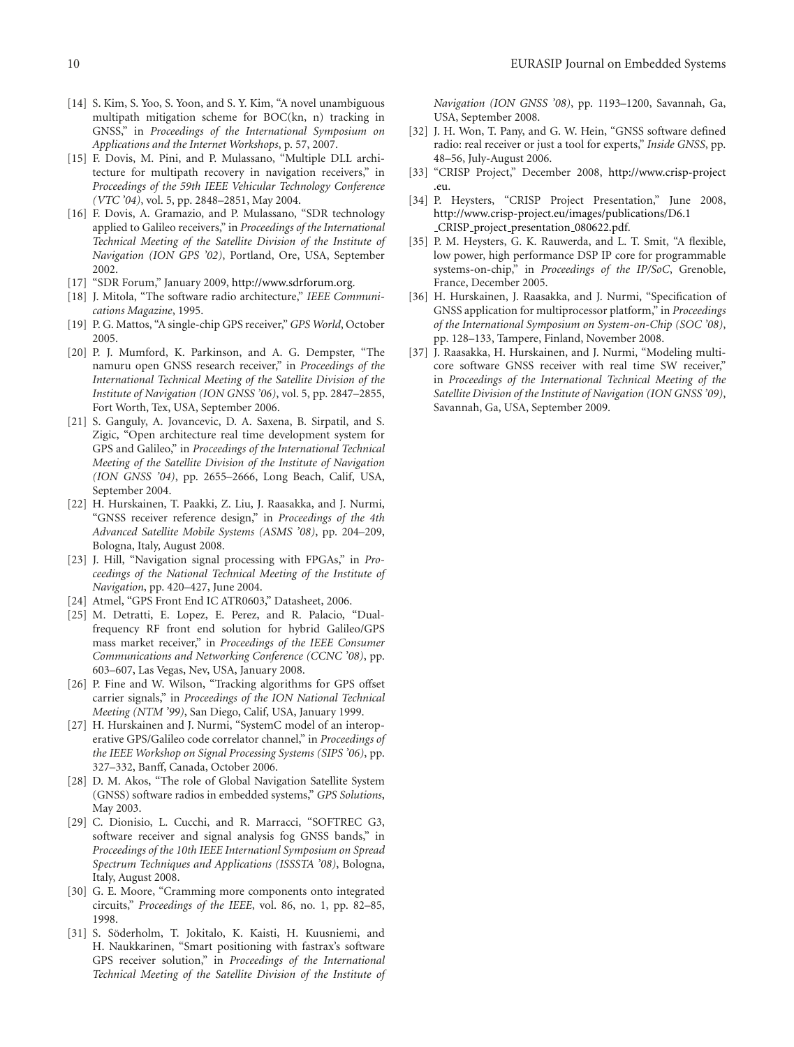[14] S. Kim, S. Yoo, S. Yoon, and S. Y. Kim, "A novel unambiguous multipath mitigation scheme for BOC(kn, n) tracking in GNSS," in *Proceedings of the International Symposium on Applications and the Internet Workshops*, p. 57, 2007.

[15] F. Dovis, M. Pini, and P. Mulassano, "Multiple DLL architecture for multipath recovery in navigation receivers," in *Proceedings of the 59th IEEE Vehicular Technology Conference (VTC '04)*, vol. 5, pp. 2848–2851, May 2004.

[16] F. Dovis, A. Gramazio, and P. Mulassano, "SDR technology applied to Galileo receivers," in *Proceedings of the International Technical Meeting of the Satellite Division of the Institute of Navigation (ION GPS '02)*, Portland, Ore, USA, September 2002.

[17] "SDR Forum," January 2009, http://www.sdrforum.org.

[18] J. Mitola, "The software radio architecture," *IEEE Communications Magazine*, 1995.

[19] P. G. Mattos, "A single-chip GPS receiver," *GPS World*, October 2005.

[20] P. J. Mumford, K. Parkinson, and A. G. Dempster, "The namuru open GNSS research receiver," in *Proceedings of the International Technical Meeting of the Satellite Division of the Institute of Navigation (ION GNSS '06)*, vol. 5, pp. 2847–2855, Fort Worth, Tex, USA, September 2006.

[21] S. Ganguly, A. Jovancevic, D. A. Saxena, B. Sirpatil, and S. Zigic, "Open architecture real time development system for GPS and Galileo," in *Proceedings of the International Technical Meeting of the Satellite Division of the Institute of Navigation (ION GNSS '04)*, pp. 2655–2666, Long Beach, Calif, USA, September 2004.

[22] H. Hurskainen, T. Paakki, Z. Liu, J. Raasakka, and J. Nurmi, "GNSS receiver reference design," in *Proceedings of the 4th Advanced Satellite Mobile Systems (ASMS '08)*, pp. 204–209, Bologna, Italy, August 2008.

[23] J. Hill, "Navigation signal processing with FPGAs," in *Proceedings of the National Technical Meeting of the Institute of Navigation*, pp. 420–427, June 2004.

[24] Atmel, "GPS Front End IC ATR0603," Datasheet, 2006.

[25] M. Detratti, E. Lopez, E. Perez, and R. Palacio, "Dual-frequency RF front end solution for hybrid Galileo/GPS mass market receiver," in *Proceedings of the IEEE Consumer Communications and Networking Conference (CCNC '08)*, pp. 603–607, Las Vegas, Nev, USA, January 2008.

[26] P. Fine and W. Wilson, "Tracking algorithms for GPS offset carrier signals," in *Proceedings of the ION National Technical Meeting (NTM '99)*, San Diego, Calif, USA, January 1999.

[27] H. Hurskainen and J. Nurmi, "SystemC model of an interoperative GPS/Galileo code correlator channel," in *Proceedings of the IEEE Workshop on Signal Processing Systems (SIPS '06)*, pp. 327–332, Banff, Canada, October 2006.

[28] D. M. Akos, "The role of Global Navigation Satellite System (GNSS) software radios in embedded systems," *GPS Solutions*, May 2003.

[29] C. Dionisio, L. Cucchi, and R. Marracci, "SOFTREC G3, software receiver and signal analysis fog GNSS bands," in *Proceedings of the 10th IEEE Internationl Symposium on Spread Spectrum Techniques and Applications (ISSSTA '08)*, Bologna, Italy, August 2008.

[30] G. E. Moore, "Cramming more components onto integrated circuits," *Proceedings of the IEEE*, vol. 86, no. 1, pp. 82–85, 1998.

[31] S. Söderholm, T. Jokitalo, K. Kaisti, H. Kuusniemi, and H. Naukkarinen, "Smart positioning with fastrax's software GPS receiver solution," in *Proceedings of the International Technical Meeting of the Satellite Division of the Institute of Navigation (ION GNSS '08)*, pp. 1193–1200, Savannah, Ga, USA, September 2008.

[32] J. H. Won, T. Pany, and G. W. Hein, "GNSS software defined radio: real receiver or just a tool for experts," *Inside GNSS*, pp. 48–56, July-August 2006.

[33] "CRISP Project," December 2008, http://www.crisp-project.eu.

[34] P. Heysters, "CRISP Project Presentation," June 2008, http://www.crisp-project.eu/images/publications/D6.1_CRISP_project_presentation_080622.pdf.

[35] P. M. Heysters, G. K. Rauwerda, and L. T. Smit, "A flexible, low power, high performance DSP IP core for programmable systems-on-chip," in *Proceedings of the IP/SoC*, Grenoble, France, December 2005.

[36] H. Hurskainen, J. Raasakka, and J. Nurmi, "Specification of GNSS application for multiprocessor platform," in *Proceedings of the International Symposium on System-on-Chip (SOC '08)*, pp. 128–133, Tampere, Finland, November 2008.

[37] J. Raasakka, H. Hurskainen, and J. Nurmi, "Modeling multicore software GNSS receiver with real time SW receiver," in *Proceedings of the International Technical Meeting of the Satellite Division of the Institute of Navigation (ION GNSS '09)*, Savannah, Ga, USA, September 2009.